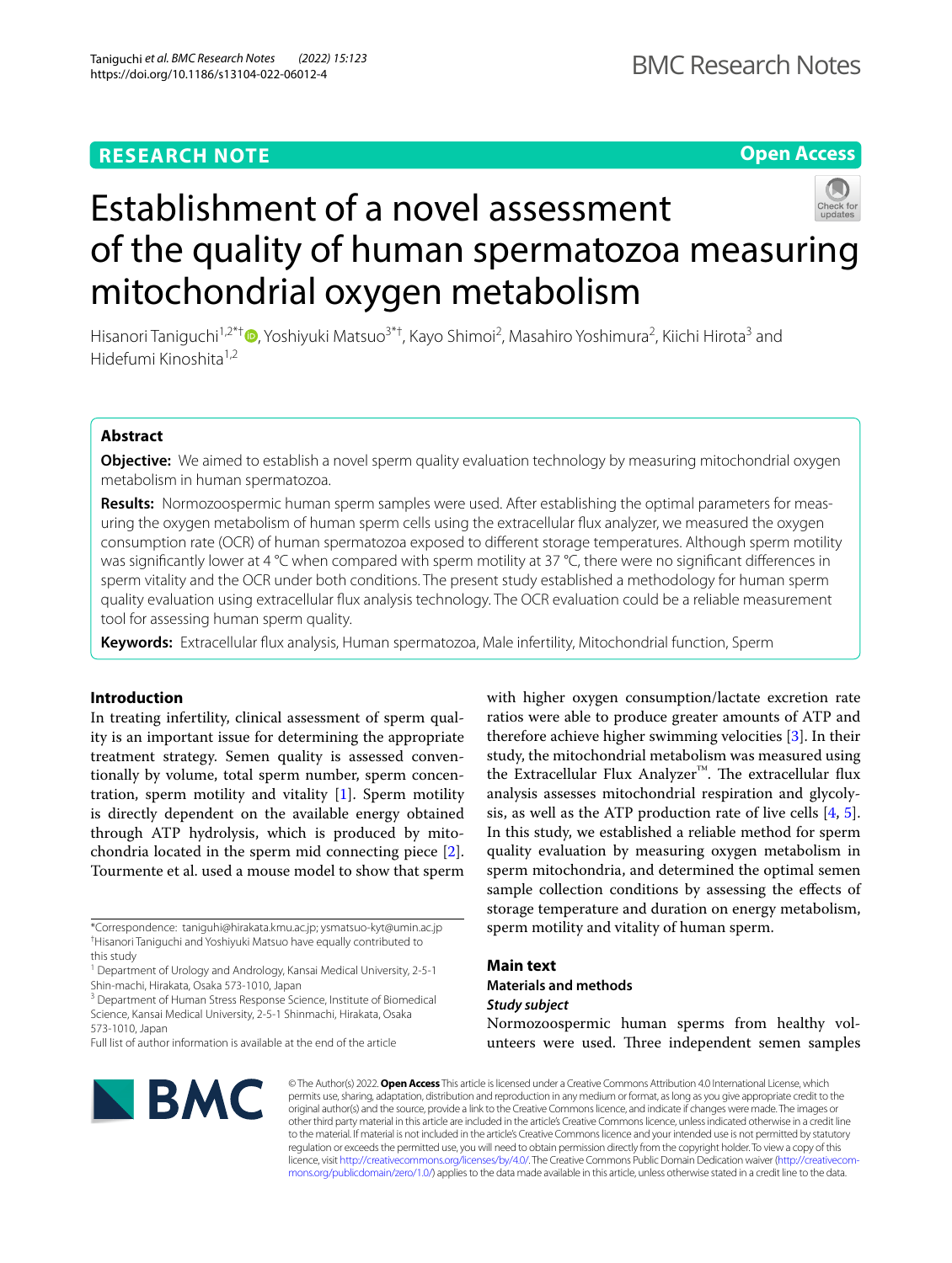RESEARCH NOTE

Open Access

# Establishment of a novel assessment of the quality of human spermatozoa measuring mitochondrial oxygen metabolism

Hisanori Taniguchi[1,2*†], Yoshiyuki Matsuo[3*†], Kayo Shimoi[2], Masahiro Yoshimura[2], Kiichi Hirota[3] and Hidefumi Kinoshita[1,2]

## Abstract

**Objective:** We aimed to establish a novel sperm quality evaluation technology by measuring mitochondrial oxygen metabolism in human spermatozoa.

**Results:** Normozoospermic human sperm samples were used. After establishing the optimal parameters for measuring the oxygen metabolism of human sperm cells using the extracellular flux analyzer, we measured the oxygen consumption rate (OCR) of human spermatozoa exposed to different storage temperatures. Although sperm motility was significantly lower at 4 °C when compared with sperm motility at 37 °C, there were no significant differences in sperm vitality and the OCR under both conditions. The present study established a methodology for human sperm quality evaluation using extracellular flux analysis technology. The OCR evaluation could be a reliable measurement tool for assessing human sperm quality.

**Keywords:** Extracellular flux analysis, Human spermatozoa, Male infertility, Mitochondrial function, Sperm

## Introduction

In treating infertility, clinical assessment of sperm quality is an important issue for determining the appropriate treatment strategy. Semen quality is assessed conventionally by volume, total sperm number, sperm concentration, sperm motility and vitality [1]. Sperm motility is directly dependent on the available energy obtained through ATP hydrolysis, which is produced by mitochondria located in the sperm mid connecting piece [2]. Tourmente et al. used a mouse model to show that sperm with higher oxygen consumption/lactate excretion rate ratios were able to produce greater amounts of ATP and therefore achieve higher swimming velocities [3]. In their study, the mitochondrial metabolism was measured using the Extracellular Flux Analyzer™. The extracellular flux analysis assesses mitochondrial respiration and glycolysis, as well as the ATP production rate of live cells [4, 5]. In this study, we established a reliable method for sperm quality evaluation by measuring oxygen metabolism in sperm mitochondria, and determined the optimal semen sample collection conditions by assessing the effects of storage temperature and duration on energy metabolism, sperm motility and vitality of human sperm.

## Main text

### Materials and methods

#### *Study subject*

Normozoospermic human sperms from healthy volunteers were used. Three independent semen samples

*Correspondence: taniguhi@hirakata.kmu.ac.jp; ysmatsuo-kyt@umin.ac.jp
†Hisanori Taniguchi and Yoshiyuki Matsuo have equally contributed to this study
[1] Department of Urology and Andrology, Kansai Medical University, 2-5-1 Shin-machi, Hirakata, Osaka 573-1010, Japan
[3] Department of Human Stress Response Science, Institute of Biomedical Science, Kansai Medical University, 2-5-1 Shinmachi, Hirakata, Osaka 573-1010, Japan
Full list of author information is available at the end of the article

© The Author(s) 2022. **Open Access** This article is licensed under a Creative Commons Attribution 4.0 International License, which permits use, sharing, adaptation, distribution and reproduction in any medium or format, as long as you give appropriate credit to the original author(s) and the source, provide a link to the Creative Commons licence, and indicate if changes were made. The images or other third party material in this article are included in the article's Creative Commons licence, unless indicated otherwise in a credit line to the material. If material is not included in the article's Creative Commons licence and your intended use is not permitted by statutory regulation or exceeds the permitted use, you will need to obtain permission directly from the copyright holder. To view a copy of this licence, visit http://creativecommons.org/licenses/by/4.0/. The Creative Commons Public Domain Dedication waiver (http://creativecommons.org/publicdomain/zero/1.0/) applies to the data made available in this article, unless otherwise stated in a credit line to the data.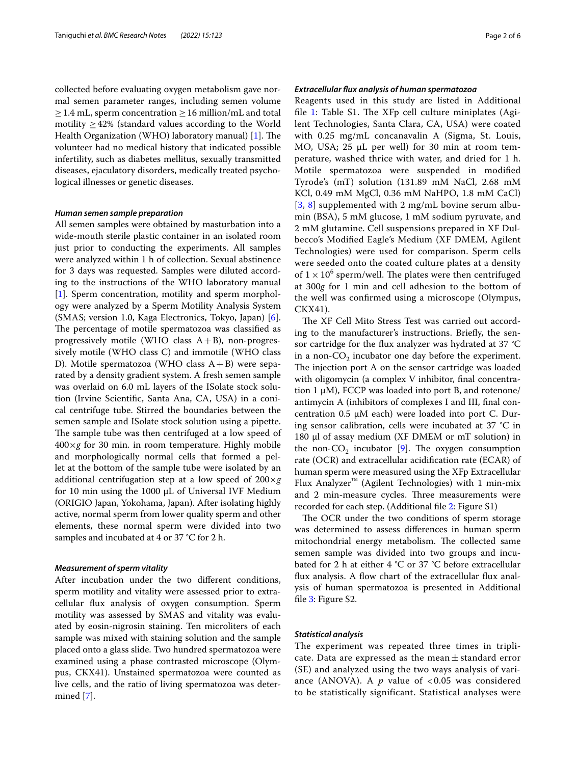collected before evaluating oxygen metabolism gave normal semen parameter ranges, including semen volume ≥ 1.4 mL, sperm concentration ≥ 16 million/mL and total motility ≥ 42% (standard values according to the World Health Organization (WHO) laboratory manual) [1]. The volunteer had no medical history that indicated possible infertility, such as diabetes mellitus, sexually transmitted diseases, ejaculatory disorders, medically treated psychological illnesses or genetic diseases.

### *Human semen sample preparation*

All semen samples were obtained by masturbation into a wide-mouth sterile plastic container in an isolated room just prior to conducting the experiments. All samples were analyzed within 1 h of collection. Sexual abstinence for 3 days was requested. Samples were diluted according to the instructions of the WHO laboratory manual [1]. Sperm concentration, motility and sperm morphology were analyzed by a Sperm Motility Analysis System (SMAS; version 1.0, Kaga Electronics, Tokyo, Japan) [6]. The percentage of motile spermatozoa was classified as progressively motile (WHO class A + B), non-progressively motile (WHO class C) and immotile (WHO class D). Motile spermatozoa (WHO class A + B) were separated by a density gradient system. A fresh semen sample was overlaid on 6.0 mL layers of the ISolate stock solution (Irvine Scientific, Santa Ana, CA, USA) in a conical centrifuge tube. Stirred the boundaries between the semen sample and ISolate stock solution using a pipette. The sample tube was then centrifuged at a low speed of 400×*g* for 30 min. in room temperature. Highly mobile and morphologically normal cells that formed a pellet at the bottom of the sample tube were isolated by an additional centrifugation step at a low speed of 200×*g* for 10 min using the 1000 μL of Universal IVF Medium (ORIGIO Japan, Yokohama, Japan). After isolating highly active, normal sperm from lower quality sperm and other elements, these normal sperm were divided into two samples and incubated at 4 or 37 °C for 2 h.

### *Measurement of sperm vitality*

After incubation under the two different conditions, sperm motility and vitality were assessed prior to extracellular flux analysis of oxygen consumption. Sperm motility was assessed by SMAS and vitality was evaluated by eosin-nigrosin staining. Ten microliters of each sample was mixed with staining solution and the sample placed onto a glass slide. Two hundred spermatozoa were examined using a phase contrasted microscope (Olympus, CKX41). Unstained spermatozoa were counted as live cells, and the ratio of living spermatozoa was determined [7].

### *Extracellular flux analysis of human spermatozoa*

Reagents used in this study are listed in Additional file 1: Table S1. The XFp cell culture miniplates (Agilent Technologies, Santa Clara, CA, USA) were coated with 0.25 mg/mL concanavalin A (Sigma, St. Louis, MO, USA; 25 μL per well) for 30 min at room temperature, washed thrice with water, and dried for 1 h. Motile spermatozoa were suspended in modified Tyrode's (mT) solution (131.89 mM NaCl, 2.68 mM KCl, 0.49 mM MgCl, 0.36 mM NaHPO, 1.8 mM CaCl) [3, 8] supplemented with 2 mg/mL bovine serum albumin (BSA), 5 mM glucose, 1 mM sodium pyruvate, and 2 mM glutamine. Cell suspensions prepared in XF Dulbecco's Modified Eagle's Medium (XF DMEM, Agilent Technologies) were used for comparison. Sperm cells were seeded onto the coated culture plates at a density of $1 \times 10^6$ sperm/well. The plates were then centrifuged at 300*g* for 1 min and cell adhesion to the bottom of the well was confirmed using a microscope (Olympus, CKX41).

The XF Cell Mito Stress Test was carried out according to the manufacturer's instructions. Briefly, the sensor cartridge for the flux analyzer was hydrated at 37 °C in a non-$CO_2$ incubator one day before the experiment. The injection port A on the sensor cartridge was loaded with oligomycin (a complex V inhibitor, final concentration 1 μM), FCCP was loaded into port B, and rotenone/antimycin A (inhibitors of complexes I and III, final concentration 0.5 μM each) were loaded into port C. During sensor calibration, cells were incubated at 37 °C in 180 μl of assay medium (XF DMEM or mT solution) in the non-$CO_2$ incubator [9]. The oxygen consumption rate (OCR) and extracellular acidification rate (ECAR) of human sperm were measured using the XFp Extracellular Flux Analyzer™ (Agilent Technologies) with 1 min-mix and 2 min-measure cycles. Three measurements were recorded for each step. (Additional file 2: Figure S1)

The OCR under the two conditions of sperm storage was determined to assess differences in human sperm mitochondrial energy metabolism. The collected same semen sample was divided into two groups and incubated for 2 h at either 4 °C or 37 °C before extracellular flux analysis. A flow chart of the extracellular flux analysis of human spermatozoa is presented in Additional file 3: Figure S2.

### *Statistical analysis*

The experiment was repeated three times in triplicate. Data are expressed as the mean ± standard error (SE) and analyzed using the two ways analysis of variance (ANOVA). A *p* value of $< 0.05$ was considered to be statistically significant. Statistical analyses were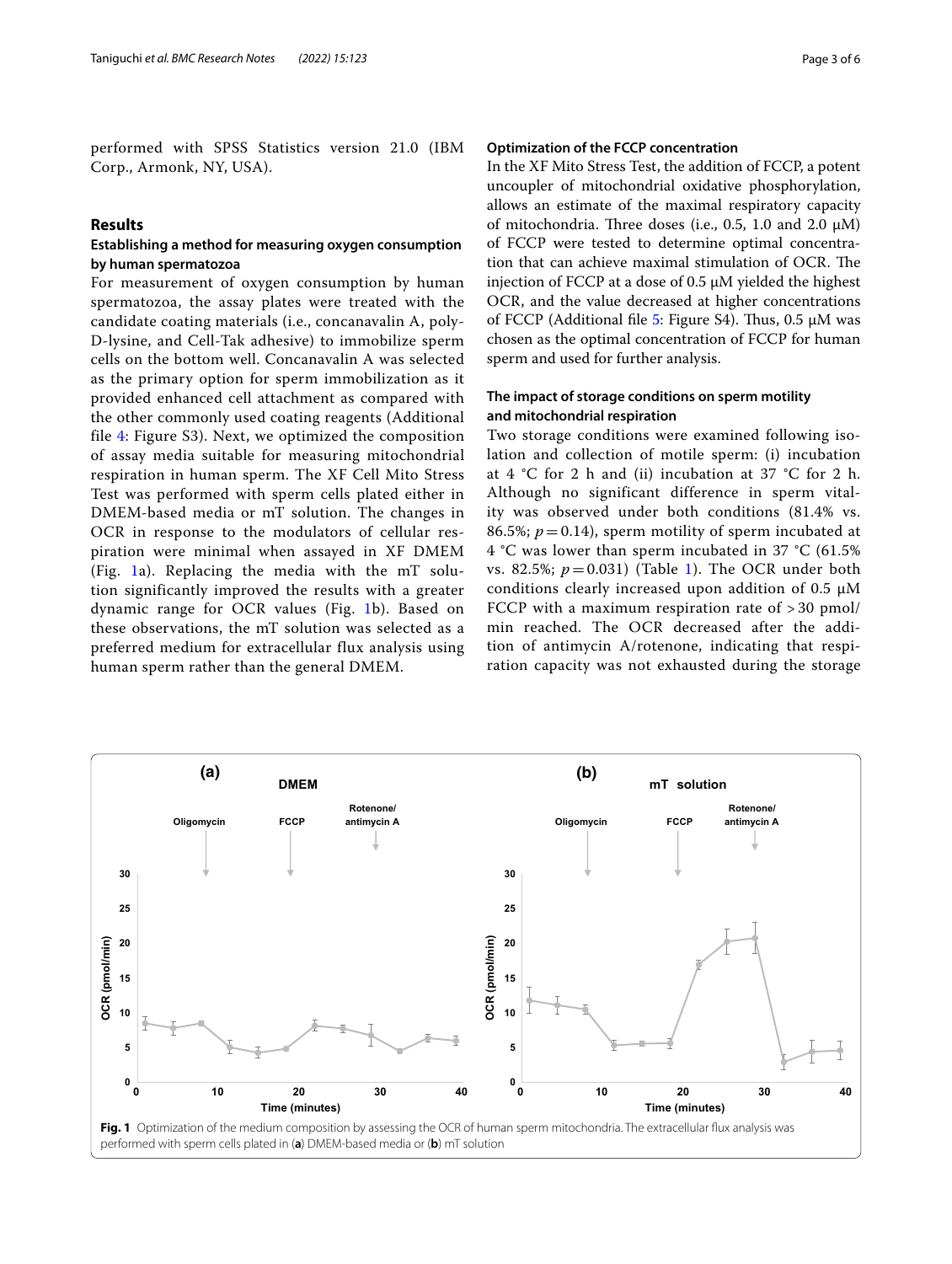performed with SPSS Statistics version 21.0 (IBM Corp., Armonk, NY, USA).

## Results

### Establishing a method for measuring oxygen consumption by human spermatozoa

For measurement of oxygen consumption by human spermatozoa, the assay plates were treated with the candidate coating materials (i.e., concanavalin A, poly-D-lysine, and Cell-Tak adhesive) to immobilize sperm cells on the bottom well. Concanavalin A was selected as the primary option for sperm immobilization as it provided enhanced cell attachment as compared with the other commonly used coating reagents (Additional file 4: Figure S3). Next, we optimized the composition of assay media suitable for measuring mitochondrial respiration in human sperm. The XF Cell Mito Stress Test was performed with sperm cells plated either in DMEM-based media or mT solution. The changes in OCR in response to the modulators of cellular respiration were minimal when assayed in XF DMEM (Fig. 1a). Replacing the media with the mT solution significantly improved the results with a greater dynamic range for OCR values (Fig. 1b). Based on these observations, the mT solution was selected as a preferred medium for extracellular flux analysis using human sperm rather than the general DMEM.

### Optimization of the FCCP concentration

In the XF Mito Stress Test, the addition of FCCP, a potent uncoupler of mitochondrial oxidative phosphorylation, allows an estimate of the maximal respiratory capacity of mitochondria. Three doses (i.e., 0.5, 1.0 and 2.0 μM) of FCCP were tested to determine optimal concentration that can achieve maximal stimulation of OCR. The injection of FCCP at a dose of 0.5 μM yielded the highest OCR, and the value decreased at higher concentrations of FCCP (Additional file 5: Figure S4). Thus, 0.5 μM was chosen as the optimal concentration of FCCP for human sperm and used for further analysis.

### The impact of storage conditions on sperm motility and mitochondrial respiration

Two storage conditions were examined following isolation and collection of motile sperm: (i) incubation at 4 °C for 2 h and (ii) incubation at 37 °C for 2 h. Although no significant difference in sperm vitality was observed under both conditions (81.4% vs. 86.5%; $p = 0.14$), sperm motility of sperm incubated at 4 °C was lower than sperm incubated in 37 °C (61.5% vs. 82.5%; $p = 0.031$) (Table 1). The OCR under both conditions clearly increased upon addition of 0.5 μM FCCP with a maximum respiration rate of > 30 pmol/min reached. The OCR decreased after the addition of antimycin A/rotenone, indicating that respiration capacity was not exhausted during the storage

**Fig. 1** Optimization of the medium composition by assessing the OCR of human sperm mitochondria. The extracellular flux analysis was performed with sperm cells plated in (**a**) DMEM-based media or (**b**) mT solution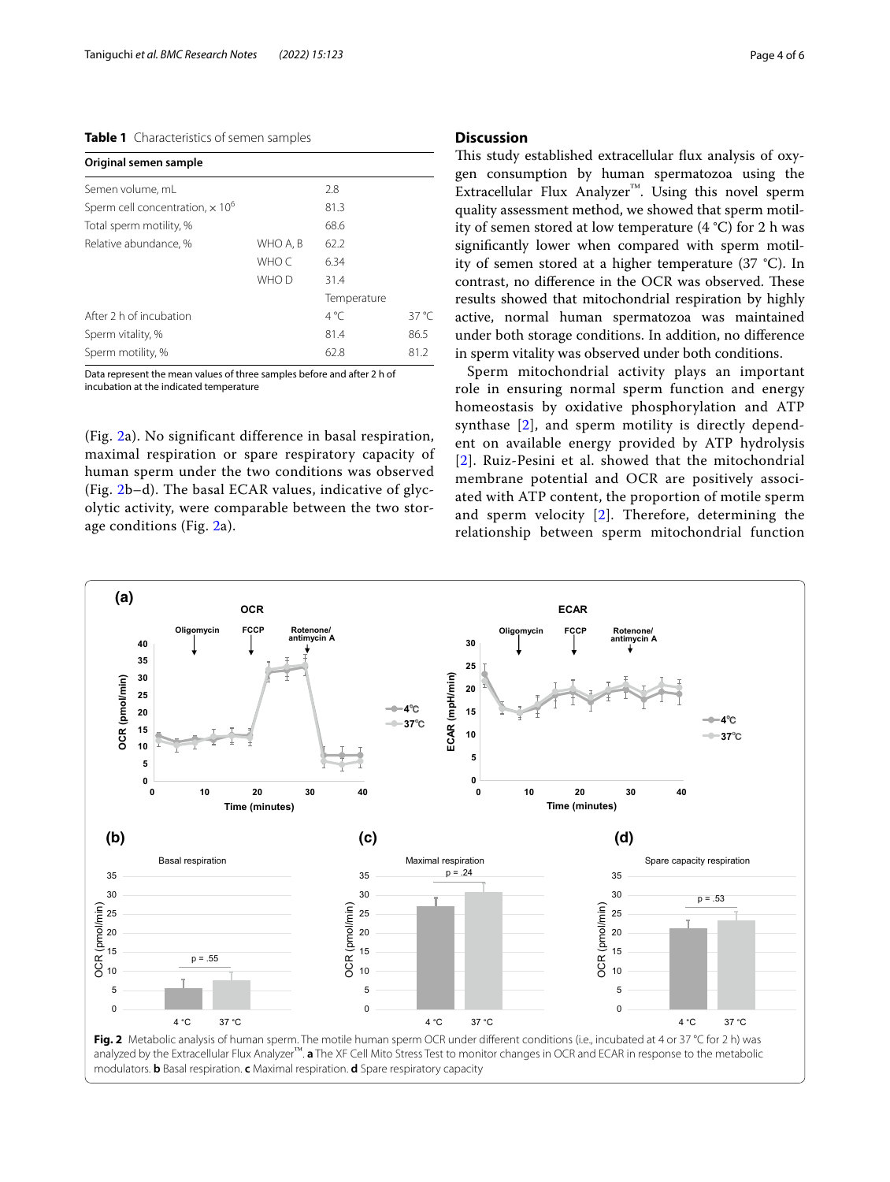**Table 1** Characteristics of semen samples

| Original semen sample | | | |
|---|---|---|---|
| Semen volume, mL | | 2.8 | |
| Sperm cell concentration, $\times 10^6$ | | 81.3 | |
| Total sperm motility, % | | 68.6 | |
| Relative abundance, % | WHO A, B | 62.2 | |
| | WHO C | 6.34 | |
| | WHO D | 31.4 | |
| | | Temperature | |
| After 2 h of incubation | | 4 °C | 37 °C |
| Sperm vitality, % | | 81.4 | 86.5 |
| Sperm motility, % | | 62.8 | 81.2 |

Data represent the mean values of three samples before and after 2 h of incubation at the indicated temperature

(Fig. 2a). No significant difference in basal respiration, maximal respiration or spare respiratory capacity of human sperm under the two conditions was observed (Fig. 2b–d). The basal ECAR values, indicative of glycolytic activity, were comparable between the two storage conditions (Fig. 2a).

## Discussion

This study established extracellular flux analysis of oxygen consumption by human spermatozoa using the Extracellular Flux Analyzer™. Using this novel sperm quality assessment method, we showed that sperm motility of semen stored at low temperature (4 °C) for 2 h was significantly lower when compared with sperm motility of semen stored at a higher temperature (37 °C). In contrast, no difference in the OCR was observed. These results showed that mitochondrial respiration by highly active, normal human spermatozoa was maintained under both storage conditions. In addition, no difference in sperm vitality was observed under both conditions.

Sperm mitochondrial activity plays an important role in ensuring normal sperm function and energy homeostasis by oxidative phosphorylation and ATP synthase [2], and sperm motility is directly dependent on available energy provided by ATP hydrolysis [2]. Ruiz-Pesini et al. showed that the mitochondrial membrane potential and OCR are positively associated with ATP content, the proportion of motile sperm and sperm velocity [2]. Therefore, determining the relationship between sperm mitochondrial function

**Fig. 2** Metabolic analysis of human sperm. The motile human sperm OCR under different conditions (i.e., incubated at 4 or 37 °C for 2 h) was analyzed by the Extracellular Flux Analyzer™. **a** The XF Cell Mito Stress Test to monitor changes in OCR and ECAR in response to the metabolic modulators. **b** Basal respiration. **c** Maximal respiration. **d** Spare respiratory capacity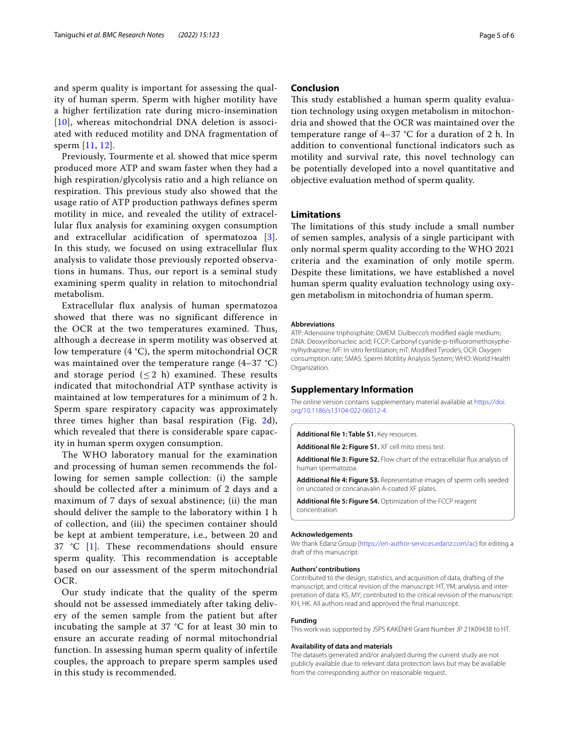and sperm quality is important for assessing the quality of human sperm. Sperm with higher motility have a higher fertilization rate during micro-insemination [10], whereas mitochondrial DNA deletion is associated with reduced motility and DNA fragmentation of sperm [11, 12].

Previously, Tourmente et al. showed that mice sperm produced more ATP and swam faster when they had a high respiration/glycolysis ratio and a high reliance on respiration. This previous study also showed that the usage ratio of ATP production pathways defines sperm motility in mice, and revealed the utility of extracellular flux analysis for examining oxygen consumption and extracellular acidification of spermatozoa [3]. In this study, we focused on using extracellular flux analysis to validate those previously reported observations in humans. Thus, our report is a seminal study examining sperm quality in relation to mitochondrial metabolism.

Extracellular flux analysis of human spermatozoa showed that there was no significant difference in the OCR at the two temperatures examined. Thus, although a decrease in sperm motility was observed at low temperature (4 °C), the sperm mitochondrial OCR was maintained over the temperature range (4–37 °C) and storage period ($\leq 2$ h) examined. These results indicated that mitochondrial ATP synthase activity is maintained at low temperatures for a minimum of 2 h. Sperm spare respiratory capacity was approximately three times higher than basal respiration (Fig. 2d), which revealed that there is considerable spare capacity in human sperm oxygen consumption.

The WHO laboratory manual for the examination and processing of human semen recommends the following for semen sample collection: (i) the sample should be collected after a minimum of 2 days and a maximum of 7 days of sexual abstinence; (ii) the man should deliver the sample to the laboratory within 1 h of collection, and (iii) the specimen container should be kept at ambient temperature, i.e., between 20 and 37 °C [1]. These recommendations should ensure sperm quality. This recommendation is acceptable based on our assessment of the sperm mitochondrial OCR.

Our study indicate that the quality of the sperm should not be assessed immediately after taking delivery of the semen sample from the patient but after incubating the sample at 37 °C for at least 30 min to ensure an accurate reading of normal mitochondrial function. In assessing human sperm quality of infertile couples, the approach to prepare sperm samples used in this study is recommended.

## Conclusion

This study established a human sperm quality evaluation technology using oxygen metabolism in mitochondria and showed that the OCR was maintained over the temperature range of 4–37 °C for a duration of 2 h. In addition to conventional functional indicators such as motility and survival rate, this novel technology can be potentially developed into a novel quantitative and objective evaluation method of sperm quality.

## Limitations

The limitations of this study include a small number of semen samples, analysis of a single participant with only normal sperm quality according to the WHO 2021 criteria and the examination of only motile sperm. Despite these limitations, we have established a novel human sperm quality evaluation technology using oxygen metabolism in mitochondria of human sperm.

#### Abbreviations

ATP: Adenosine triphosphate; DMEM: Dulbecco's modified eagle medium; DNA: Deoxyribonucleic acid; FCCP: Carbonyl cyanide-p-trifluoromethoxyphenylhydrazone; IVF: In vitro fertilization; mT: Modified Tyrode's; OCR: Oxygen consumption rate; SMAS: Sperm Motility Analysis System; WHO: World Health Organization.

## Supplementary Information

The online version contains supplementary material available at https://doi.org/10.1186/s13104-022-06012-4.

**Additional file 1: Table S1.** Key resources.

**Additional file 2: Figure S1.** XF cell mito stress test.

**Additional file 3: Figure S2.** Flow chart of the extracellular flux analysis of human spermatozoa.

**Additional file 4: Figure S3.** Representative images of sperm cells seeded on uncoated or concanavalin A-coated XF plates.

**Additional file 5: Figure S4.** Optimization of the FCCP reagent concentration.

#### Acknowledgements

We thank Edanz Group (https://en-author-services.edanz.com/ac) for editing a draft of this manuscript.

#### Authors' contributions

Contributed to the design, statistics, and acquisition of data, drafting of the manuscript, and critical revision of the manuscript: HT, YM; analysis and interpretation of data: KS, MY; contributed to the critical revision of the manuscript: KH, HK. All authors read and approved the final manuscript.

#### Funding

This work was supported by JSPS KAKENHI Grant Number JP 21K09438 to HT.

#### Availability of data and materials

The datasets generated and/or analyzed during the current study are not publicly available due to relevant data protection laws but may be available from the corresponding author on reasonable request.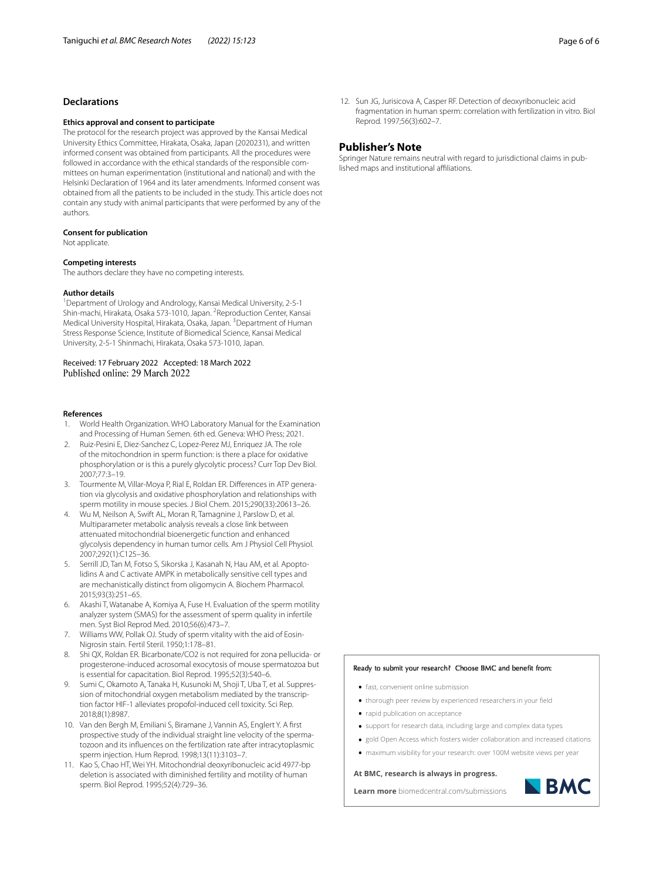## Declarations

### Ethics approval and consent to participate

The protocol for the research project was approved by the Kansai Medical University Ethics Committee, Hirakata, Osaka, Japan (2020231), and written informed consent was obtained from participants. All the procedures were followed in accordance with the ethical standards of the responsible committees on human experimentation (institutional and national) and with the Helsinki Declaration of 1964 and its later amendments. Informed consent was obtained from all the patients to be included in the study. This article does not contain any study with animal participants that were performed by any of the authors.

### Consent for publication

Not applicate.

### Competing interests

The authors declare they have no competing interests.

### Author details

[1]Department of Urology and Andrology, Kansai Medical University, 2-5-1 Shin-machi, Hirakata, Osaka 573-1010, Japan. [2]Reproduction Center, Kansai Medical University Hospital, Hirakata, Osaka, Japan. [3]Department of Human Stress Response Science, Institute of Biomedical Science, Kansai Medical University, 2-5-1 Shinmachi, Hirakata, Osaka 573-1010, Japan.

Received: 17 February 2022 Accepted: 18 March 2022
Published online: 29 March 2022

### References

1. World Health Organization. WHO Laboratory Manual for the Examination and Processing of Human Semen. 6th ed. Geneva: WHO Press; 2021.
2. Ruiz-Pesini E, Diez-Sanchez C, Lopez-Perez MJ, Enriquez JA. The role of the mitochondrion in sperm function: is there a place for oxidative phosphorylation or is this a purely glycolytic process? Curr Top Dev Biol. 2007;77:3–19.
3. Tourmente M, Villar-Moya P, Rial E, Roldan ER. Differences in ATP generation via glycolysis and oxidative phosphorylation and relationships with sperm motility in mouse species. J Biol Chem. 2015;290(33):20613–26.
4. Wu M, Neilson A, Swift AL, Moran R, Tamagnine J, Parslow D, et al. Multiparameter metabolic analysis reveals a close link between attenuated mitochondrial bioenergetic function and enhanced glycolysis dependency in human tumor cells. Am J Physiol Cell Physiol. 2007;292(1):C125–36.
5. Serrill JD, Tan M, Fotso S, Sikorska J, Kasanah N, Hau AM, et al. Apoptolidins A and C activate AMPK in metabolically sensitive cell types and are mechanistically distinct from oligomycin A. Biochem Pharmacol. 2015;93(3):251–65.
6. Akashi T, Watanabe A, Komiya A, Fuse H. Evaluation of the sperm motility analyzer system (SMAS) for the assessment of sperm quality in infertile men. Syst Biol Reprod Med. 2010;56(6):473–7.
7. Williams WW, Pollak OJ. Study of sperm vitality with the aid of Eosin-Nigrosin stain. Fertil Steril. 1950;1:178–81.
8. Shi QX, Roldan ER. Bicarbonate/CO2 is not required for zona pellucida- or progesterone-induced acrosomal exocytosis of mouse spermatozoa but is essential for capacitation. Biol Reprod. 1995;52(3):540–6.
9. Sumi C, Okamoto A, Tanaka H, Kusunoki M, Shoji T, Uba T, et al. Suppression of mitochondrial oxygen metabolism mediated by the transcription factor HIF-1 alleviates propofol-induced cell toxicity. Sci Rep. 2018;8(1):8987.
10. Van den Bergh M, Emiliani S, Biramane J, Vannin AS, Englert Y. A first prospective study of the individual straight line velocity of the spermatozoon and its influences on the fertilization rate after intracytoplasmic sperm injection. Hum Reprod. 1998;13(11):3103–7.
11. Kao S, Chao HT, Wei YH. Mitochondrial deoxyribonucleic acid 4977-bp deletion is associated with diminished fertility and motility of human sperm. Biol Reprod. 1995;52(4):729–36.
12. Sun JG, Jurisicova A, Casper RF. Detection of deoxyribonucleic acid fragmentation in human sperm: correlation with fertilization in vitro. Biol Reprod. 1997;56(3):602–7.

## Publisher's Note

Springer Nature remains neutral with regard to jurisdictional claims in published maps and institutional affiliations.

Ready to submit your research? Choose BMC and benefit from:

- fast, convenient online submission
- thorough peer review by experienced researchers in your field
- rapid publication on acceptance
- support for research data, including large and complex data types
- gold Open Access which fosters wider collaboration and increased citations
- maximum visibility for your research: over 100M website views per year

**At BMC, research is always in progress.**

**Learn more** biomedcentral.com/submissions

BMC